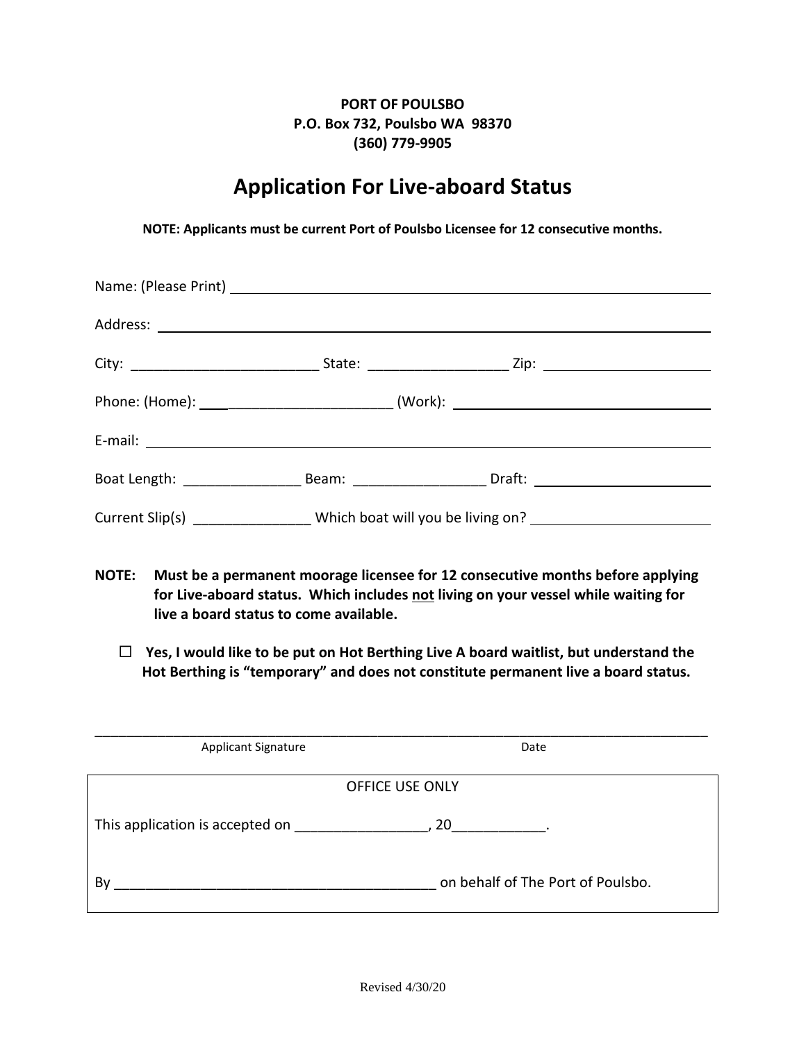**PORT OF POULSBO**
**P.O. Box 732, Poulsbo WA 98370**
**(360) 779-9905**

# Application For Live-aboard Status

**NOTE: Applicants must be current Port of Poulsbo Licensee for 12 consecutive months.**

Name: (Please Print) ______________________________________________

Address: ______________________________________________

City: ________________________ State: _________________ Zip: ____________________

Phone: (Home): ______________________ (Work): ______________________________

E-mail: ______________________________________________

Boat Length: _______________ Beam: ________________ Draft: _____________________

Current Slip(s) _______________ Which boat will you be living on? ____________________

**NOTE: Must be a permanent moorage licensee for 12 consecutive months before applying for Live-aboard status. Which includes not living on your vessel while waiting for live a board status to come available.**

☐ **Yes, I would like to be put on Hot Berthing Live A board waitlist, but understand the Hot Berthing is "temporary" and does not constitute permanent live a board status.**

___________________________________________________________________________

Applicant Signature Date

OFFICE USE ONLY

This application is accepted on _________________, 20____________.

By __________________________________________ on behalf of The Port of Poulsbo.

Revised 4/30/20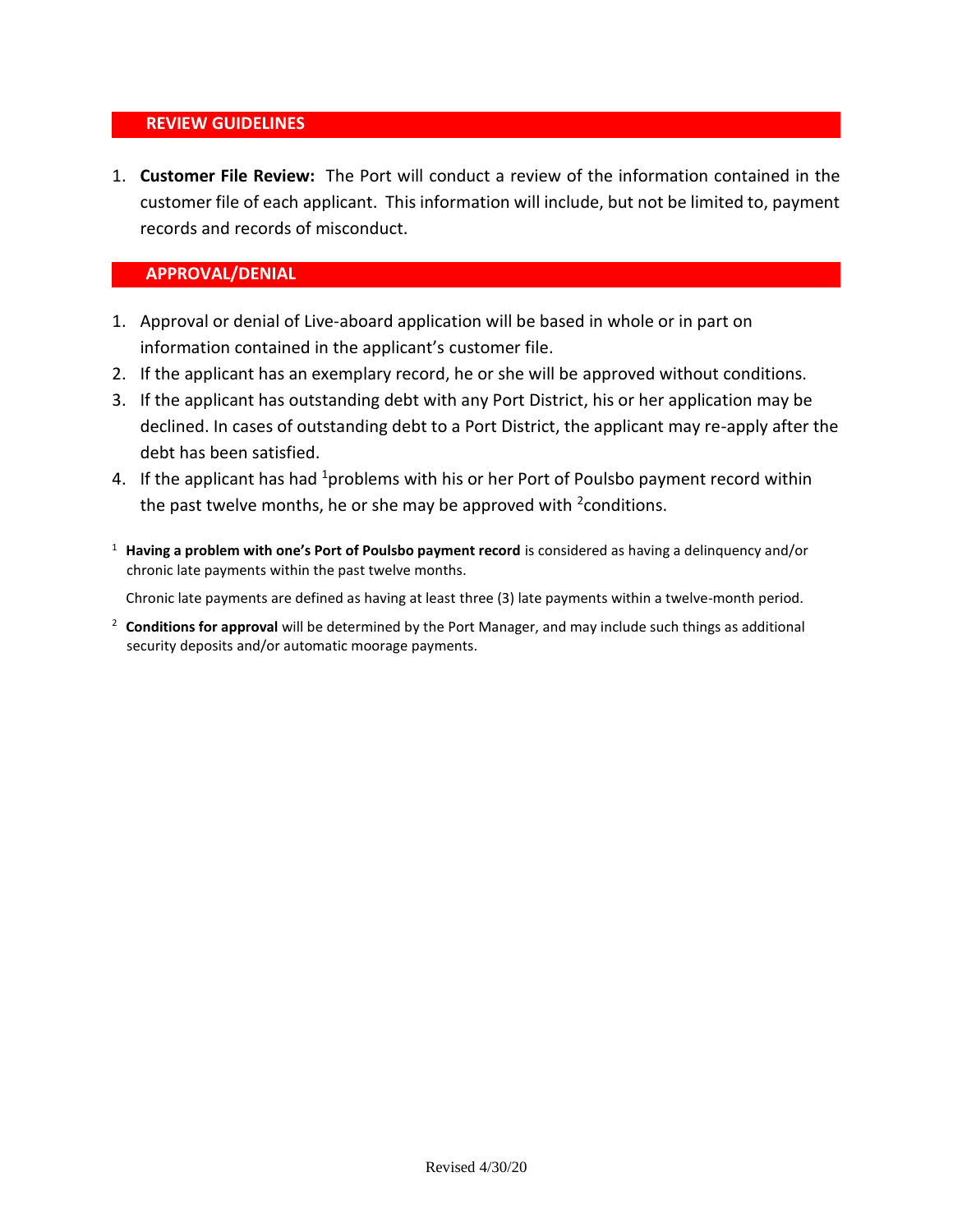## REVIEW GUIDELINES

1. **Customer File Review:** The Port will conduct a review of the information contained in the customer file of each applicant. This information will include, but not be limited to, payment records and records of misconduct.

## APPROVAL/DENIAL

1. Approval or denial of Live-aboard application will be based in whole or in part on information contained in the applicant's customer file.
2. If the applicant has an exemplary record, he or she will be approved without conditions.
3. If the applicant has outstanding debt with any Port District, his or her application may be declined. In cases of outstanding debt to a Port District, the applicant may re-apply after the debt has been satisfied.
4. If the applicant has had [1]problems with his or her Port of Poulsbo payment record within the past twelve months, he or she may be approved with [2]conditions.

[1] **Having a problem with one's Port of Poulsbo payment record** is considered as having a delinquency and/or chronic late payments within the past twelve months.

Chronic late payments are defined as having at least three (3) late payments within a twelve-month period.

[2] **Conditions for approval** will be determined by the Port Manager, and may include such things as additional security deposits and/or automatic moorage payments.

Revised 4/30/20